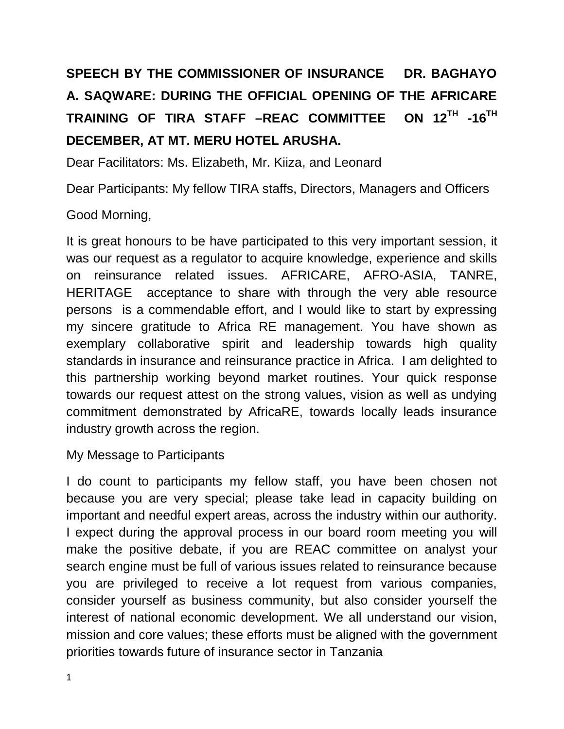# SPEECH BY THE COMMISSIONER OF INSURANCE DR. BAGHAYO A. SAQWARE: DURING THE OFFICIAL OPENING OF THE AFRICARE TRAINING OF TIRA STAFF –REAC COMMITTEE ON 12TH -16TH DECEMBER, AT MT. MERU HOTEL ARUSHA.

Dear Facilitators: Ms. Elizabeth, Mr. Kiiza, and Leonard

Dear Participants: My fellow TIRA staffs, Directors, Managers and Officers

Good Morning,

It is great honours to be have participated to this very important session, it was our request as a regulator to acquire knowledge, experience and skills on reinsurance related issues. AFRICARE, AFRO-ASIA, TANRE, HERITAGE acceptance to share with through the very able resource persons is a commendable effort, and I would like to start by expressing my sincere gratitude to Africa RE management. You have shown as exemplary collaborative spirit and leadership towards high quality standards in insurance and reinsurance practice in Africa. I am delighted to this partnership working beyond market routines. Your quick response towards our request attest on the strong values, vision as well as undying commitment demonstrated by AfricaRE, towards locally leads insurance industry growth across the region.

My Message to Participants

I do count to participants my fellow staff, you have been chosen not because you are very special; please take lead in capacity building on important and needful expert areas, across the industry within our authority. I expect during the approval process in our board room meeting you will make the positive debate, if you are REAC committee on analyst your search engine must be full of various issues related to reinsurance because you are privileged to receive a lot request from various companies, consider yourself as business community, but also consider yourself the interest of national economic development. We all understand our vision, mission and core values; these efforts must be aligned with the government priorities towards future of insurance sector in Tanzania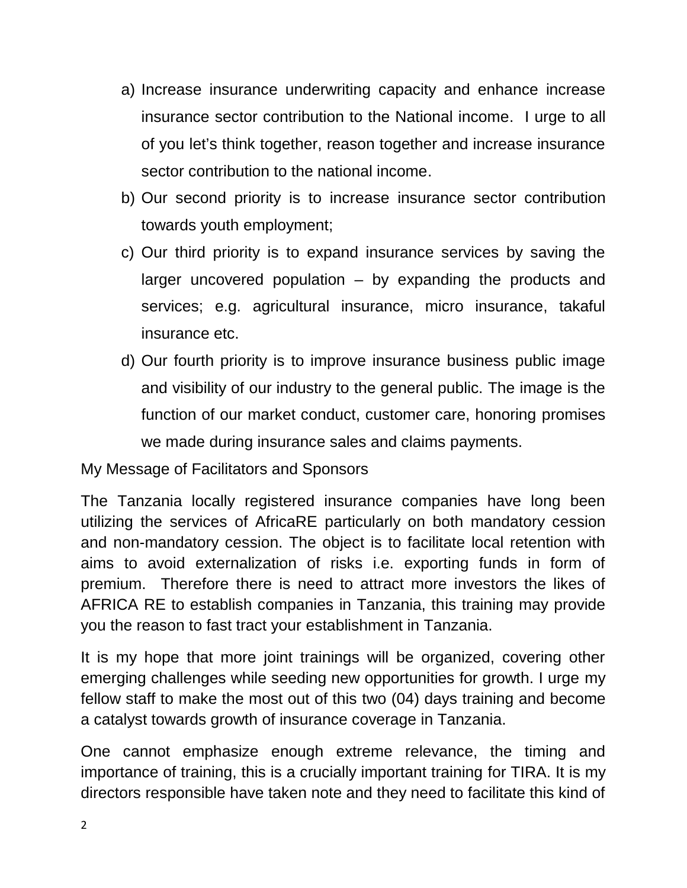a) Increase insurance underwriting capacity and enhance increase insurance sector contribution to the National income. I urge to all of you let's think together, reason together and increase insurance sector contribution to the national income.
b) Our second priority is to increase insurance sector contribution towards youth employment;
c) Our third priority is to expand insurance services by saving the larger uncovered population – by expanding the products and services; e.g. agricultural insurance, micro insurance, takaful insurance etc.
d) Our fourth priority is to improve insurance business public image and visibility of our industry to the general public. The image is the function of our market conduct, customer care, honoring promises we made during insurance sales and claims payments.

My Message of Facilitators and Sponsors

The Tanzania locally registered insurance companies have long been utilizing the services of AfricaRE particularly on both mandatory cession and non-mandatory cession. The object is to facilitate local retention with aims to avoid externalization of risks i.e. exporting funds in form of premium. Therefore there is need to attract more investors the likes of AFRICA RE to establish companies in Tanzania, this training may provide you the reason to fast tract your establishment in Tanzania.

It is my hope that more joint trainings will be organized, covering other emerging challenges while seeding new opportunities for growth. I urge my fellow staff to make the most out of this two (04) days training and become a catalyst towards growth of insurance coverage in Tanzania.

One cannot emphasize enough extreme relevance, the timing and importance of training, this is a crucially important training for TIRA. It is my directors responsible have taken note and they need to facilitate this kind of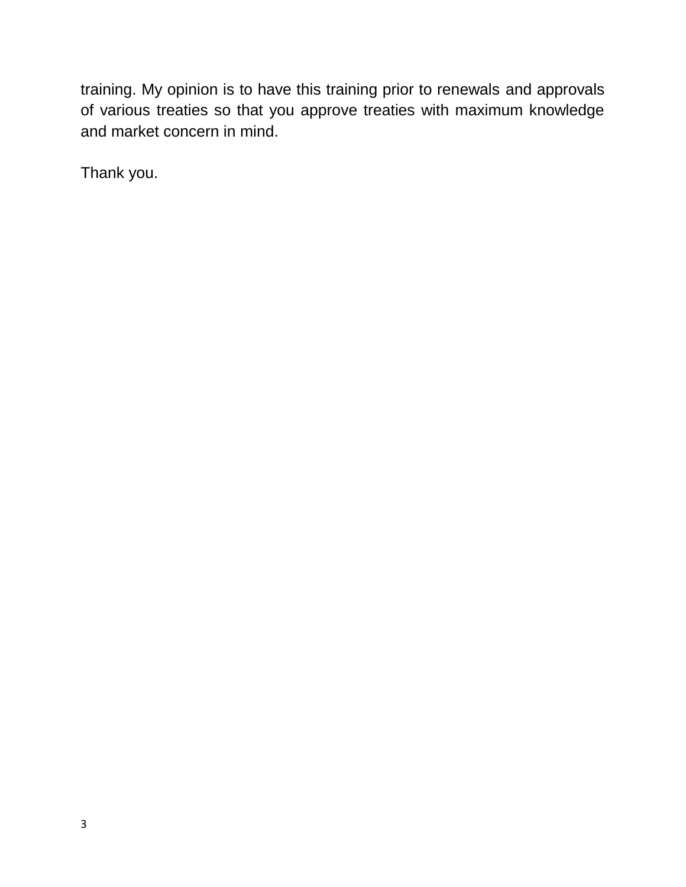training. My opinion is to have this training prior to renewals and approvals of various treaties so that you approve treaties with maximum knowledge and market concern in mind.

Thank you.